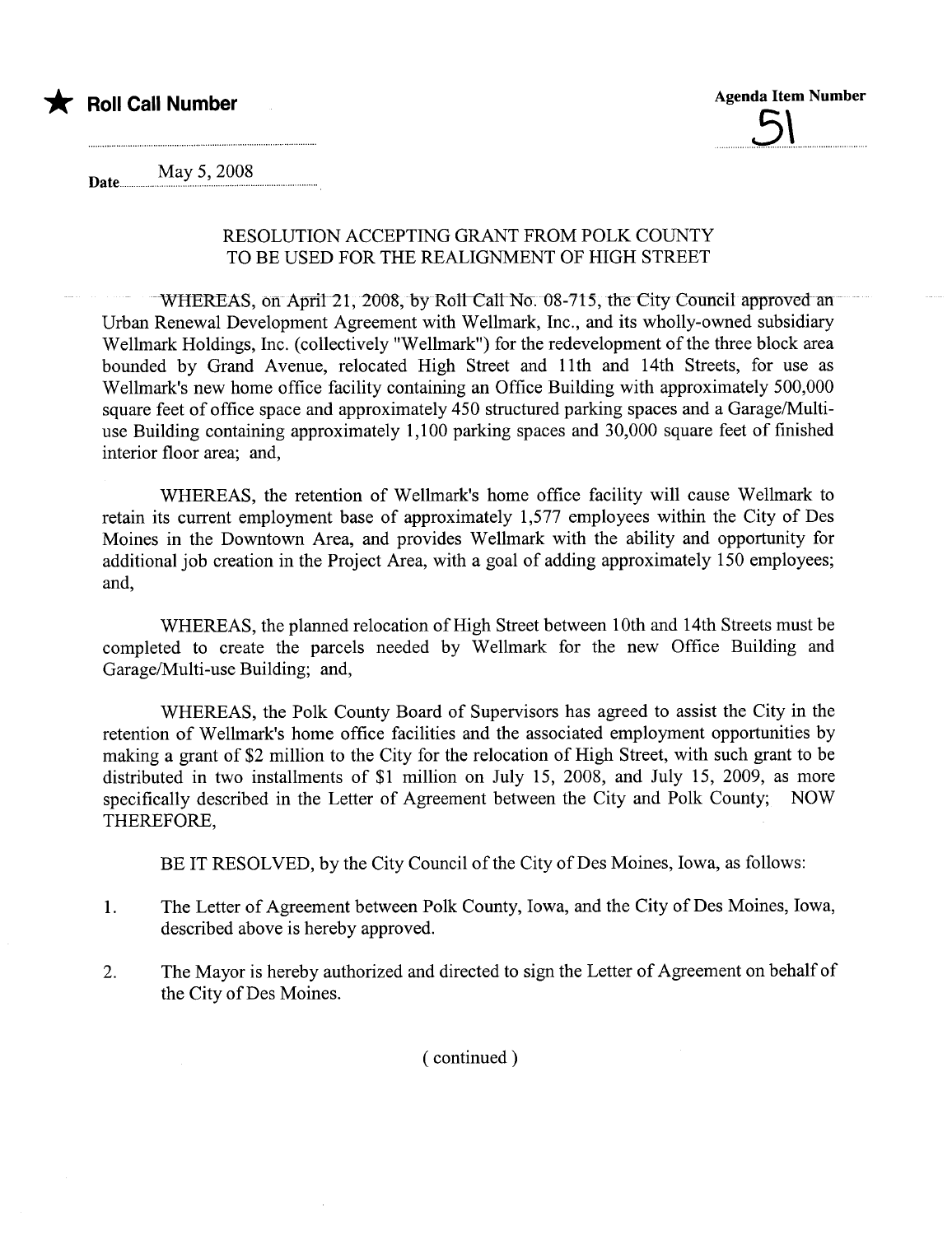★ **Roll Call Number**

**Agenda Item Number**

51

Date May 5, 2008

RESOLUTION ACCEPTING GRANT FROM POLK COUNTY TO BE USED FOR THE REALIGNMENT OF HIGH STREET

WHEREAS, on April 21, 2008, by Roll Call No. 08-715, the City Council approved an Urban Renewal Development Agreement with Wellmark, Inc., and its wholly-owned subsidiary Wellmark Holdings, Inc. (collectively "Wellmark") for the redevelopment of the three block area bounded by Grand Avenue, relocated High Street and 11th and 14th Streets, for use as Wellmark's new home office facility containing an Office Building with approximately 500,000 square feet of office space and approximately 450 structured parking spaces and a Garage/Multi-use Building containing approximately 1,100 parking spaces and 30,000 square feet of finished interior floor area; and,

WHEREAS, the retention of Wellmark's home office facility will cause Wellmark to retain its current employment base of approximately 1,577 employees within the City of Des Moines in the Downtown Area, and provides Wellmark with the ability and opportunity for additional job creation in the Project Area, with a goal of adding approximately 150 employees; and,

WHEREAS, the planned relocation of High Street between 10th and 14th Streets must be completed to create the parcels needed by Wellmark for the new Office Building and Garage/Multi-use Building; and,

WHEREAS, the Polk County Board of Supervisors has agreed to assist the City in the retention of Wellmark's home office facilities and the associated employment opportunities by making a grant of $2 million to the City for the relocation of High Street, with such grant to be distributed in two installments of $1 million on July 15, 2008, and July 15, 2009, as more specifically described in the Letter of Agreement between the City and Polk County; NOW THEREFORE,

BE IT RESOLVED, by the City Council of the City of Des Moines, Iowa, as follows:

1. The Letter of Agreement between Polk County, Iowa, and the City of Des Moines, Iowa, described above is hereby approved.

2. The Mayor is hereby authorized and directed to sign the Letter of Agreement on behalf of the City of Des Moines.

( continued )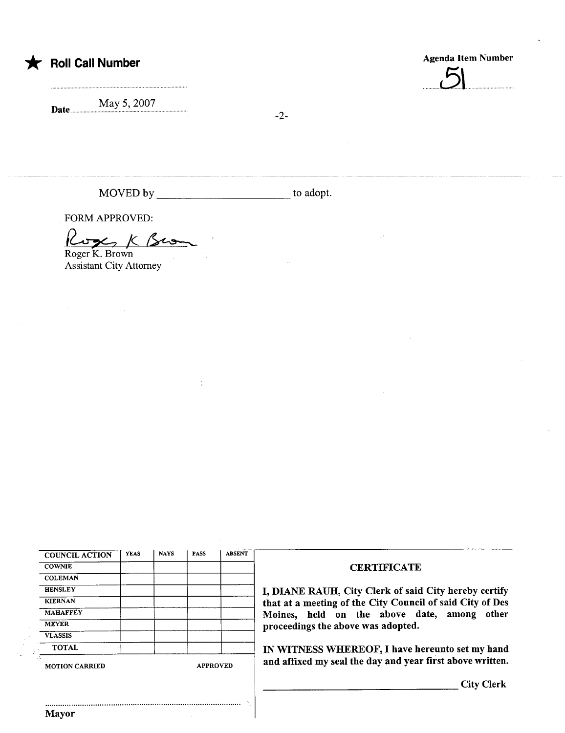★ **Roll Call Number**

..........................................

Date May 5, 2007

**Agenda Item Number**

51

MOVED by ________________________ to adopt.

FORM APPROVED:

Roger K. Brown

Roger K. Brown
Assistant City Attorney

| COUNCIL ACTION | YEAS | NAYS | PASS | ABSENT |
|---|---|---|---|---|
| COWNIE | | | | |
| COLEMAN | | | | |
| HENSLEY | | | | |
| KIERNAN | | | | |
| MAHAFFEY | | | | |
| MEYER | | | | |
| VLASSIS | | | | |
| TOTAL | | | | |

MOTION CARRIED                                APPROVED

..........................................................................................
Mayor

**CERTIFICATE**

**I, DIANE RAUH, City Clerk of said City hereby certify that at a meeting of the City Council of said City of Des Moines, held on the above date, among other proceedings the above was adopted.**

**IN WITNESS WHEREOF, I have hereunto set my hand and affixed my seal the day and year first above written.**

________________________________ **City Clerk**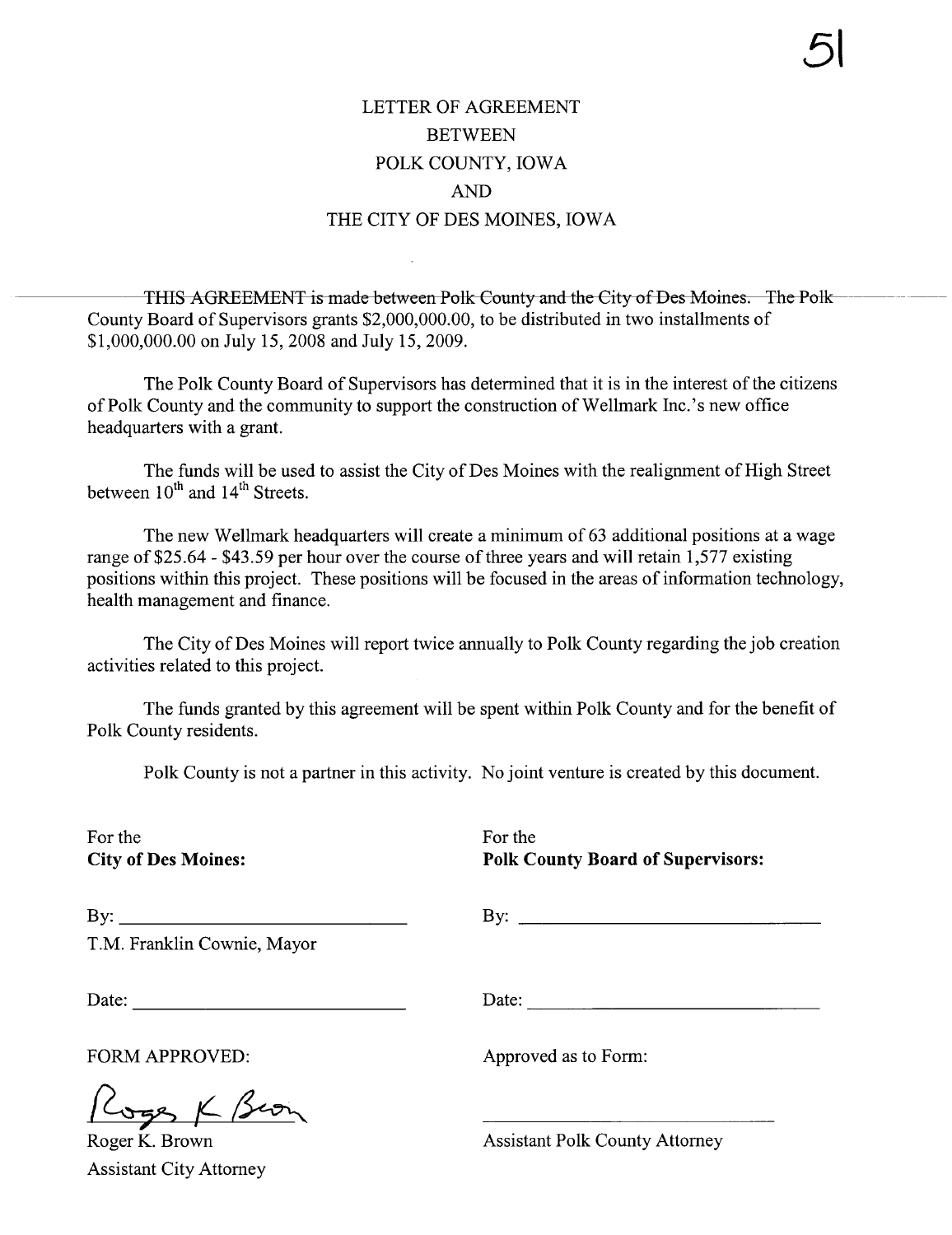# LETTER OF AGREEMENT
## BETWEEN
## POLK COUNTY, IOWA
## AND
## THE CITY OF DES MOINES, IOWA

THIS AGREEMENT is made between Polk County and the City of Des Moines. The Polk County Board of Supervisors grants \$2,000,000.00, to be distributed in two installments of \$1,000,000.00 on July 15, 2008 and July 15, 2009.

The Polk County Board of Supervisors has determined that it is in the interest of the citizens of Polk County and the community to support the construction of Wellmark Inc.'s new office headquarters with a grant.

The funds will be used to assist the City of Des Moines with the realignment of High Street between 10th and 14th Streets.

The new Wellmark headquarters will create a minimum of 63 additional positions at a wage range of \$25.64 - \$43.59 per hour over the course of three years and will retain 1,577 existing positions within this project. These positions will be focused in the areas of information technology, health management and finance.

The City of Des Moines will report twice annually to Polk County regarding the job creation activities related to this project.

The funds granted by this agreement will be spent within Polk County and for the benefit of Polk County residents.

Polk County is not a partner in this activity. No joint venture is created by this document.

For the
**City of Des Moines:**

By: ______________________________
T.M. Franklin Cownie, Mayor

Date: ______________________________

FORM APPROVED:

Roger K. Brown
Assistant City Attorney

For the
**Polk County Board of Supervisors:**

By: ______________________________

Date: ______________________________

Approved as to Form:

______________________________
Assistant Polk County Attorney